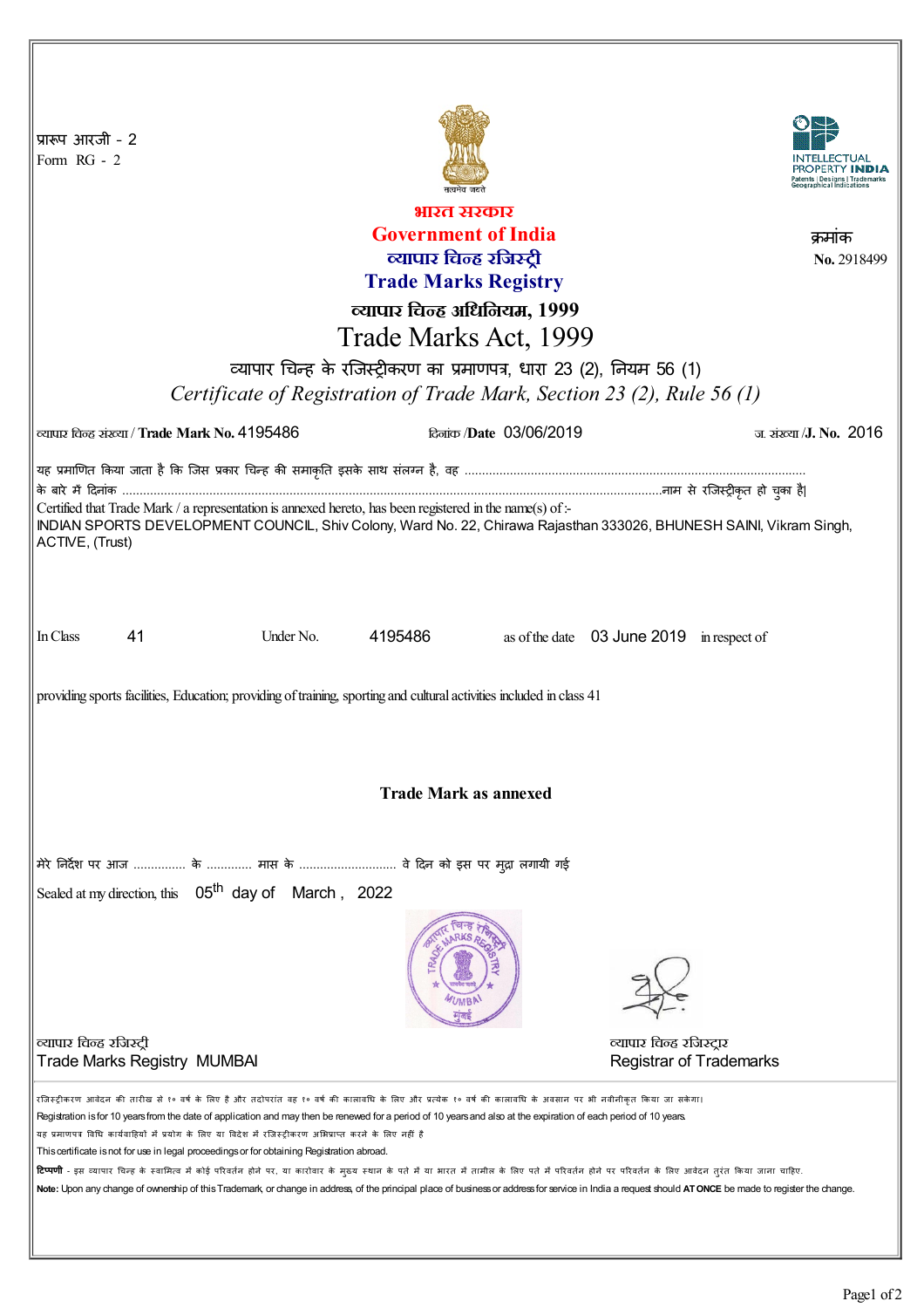प्रारूप आरजी - 2
Form RG - 2

सत्यमेव जयते

INTELLECTUAL PROPERTY INDIA
Patents | Designs | Trademarks
Geographical Indications

# भारत सरकार
# Government of India
## व्यापार चिन्ह रजिस्ट्री
## Trade Marks Registry

क्रमांक
**No.** 2918499

### व्यापार चिन्ह अधिनियम, 1999
### Trade Marks Act, 1999

व्यापार चिन्ह के रजिस्ट्रीकरण का प्रमाणपत्र, धारा 23 (2), नियम 56 (1)

*Certificate of Registration of Trade Mark, Section 23 (2), Rule 56 (1)*

व्यापार चिन्ह संख्या / **Trade Mark No.** 4195486 दिनांक /**Date** 03/06/2019 ज. संख्या /**J. No.** 2016

यह प्रमाणित किया जाता है कि जिस प्रकार चिन्ह की समाकृति इसके साथ संलग्न है, वह ........................................................................................ के बारे में दिनांक ......................................................................................................................नाम से रजिस्ट्रीकृत हो चुका है|

Certified that Trade Mark / a representation is annexed hereto, has been registered in the name(s) of :-
INDIAN SPORTS DEVELOPMENT COUNCIL, Shiv Colony, Ward No. 22, Chirawa Rajasthan 333026, BHUNESH SAINI, Vikram Singh, ACTIVE, (Trust)

In Class 41 Under No. 4195486 as of the date 03 June 2019 in respect of

providing sports facilities, Education; providing of training, sporting and cultural activities included in class 41

**Trade Mark as annexed**

मेरे निर्देश पर आज ............... के ............ मास के ............................ वे दिन को इस पर मुद्रा लगायी गई

Sealed at my direction, this 05th day of March , 2022

व्यापार चिन्ह रजिस्ट्री
Trade Marks Registry MUMBAI

व्यापार चिन्ह रजिस्ट्रार
Registrar of Trademarks

रजिस्ट्रीकरण आवेदन की तारीख से १० वर्ष के लिए है और तदोपरांत वह १० वर्ष की कालावधि के लिए और प्रत्येक १० वर्ष की कालावधि के अवसान पर भी नवीनीकृत किया जा सकेगा।

Registration is for 10 years from the date of application and may then be renewed for a period of 10 years and also at the expiration of each period of 10 years.

यह प्रमाणपत्र विधि कार्यवाहियों में प्रयोग के लिए या विदेश में रजिस्ट्रीकरण अभिप्राप्त करने के लिए नहीं है

This certificate is not for use in legal proceedings or for obtaining Registration abroad.

**टिप्पणी** - इस व्यापार चिन्ह के स्वामित्व में कोई परिवर्तन होने पर, या कारोबार के मुख्य स्थान के पते में या भारत में तामील के लिए पते में परिवर्तन होने पर परिवर्तन के लिए आवेदन तुरंत किया जाना चाहिए।

**Note:** Upon any change of ownership of this Trademark, or change in address, of the principal place of business or address for service in India a request should **AT ONCE** be made to register the change.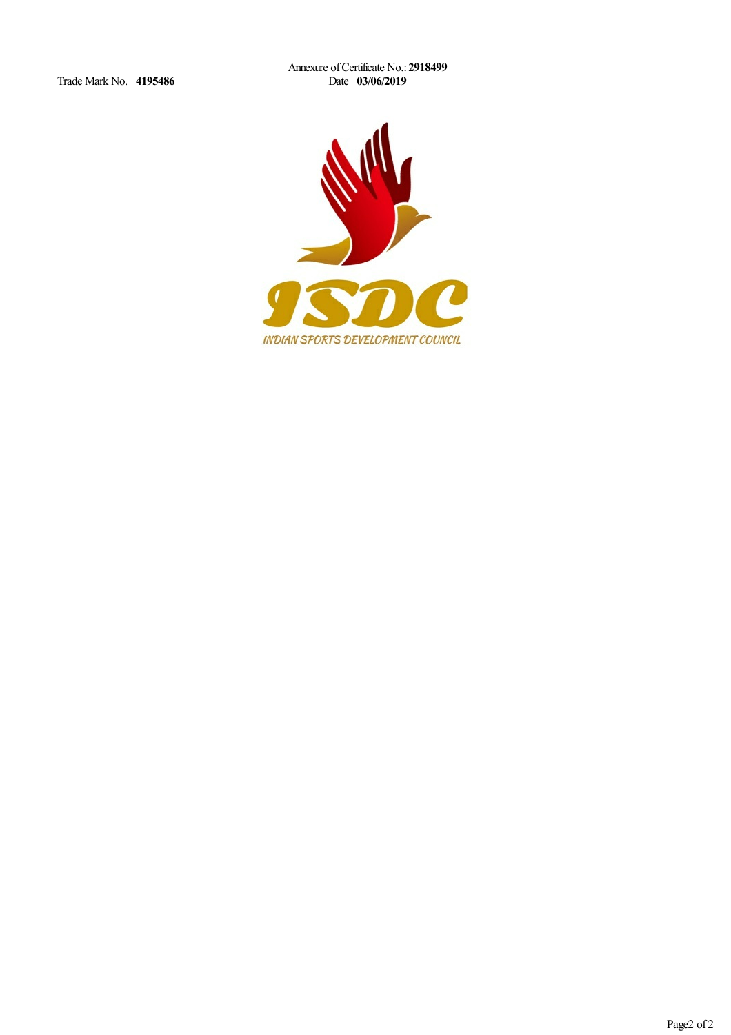Annexure of Certificate No.: **2918499**

Trade Mark No. **4195486**

Date **03/06/2019**

ISDC

INDIAN SPORTS DEVELOPMENT COUNCIL